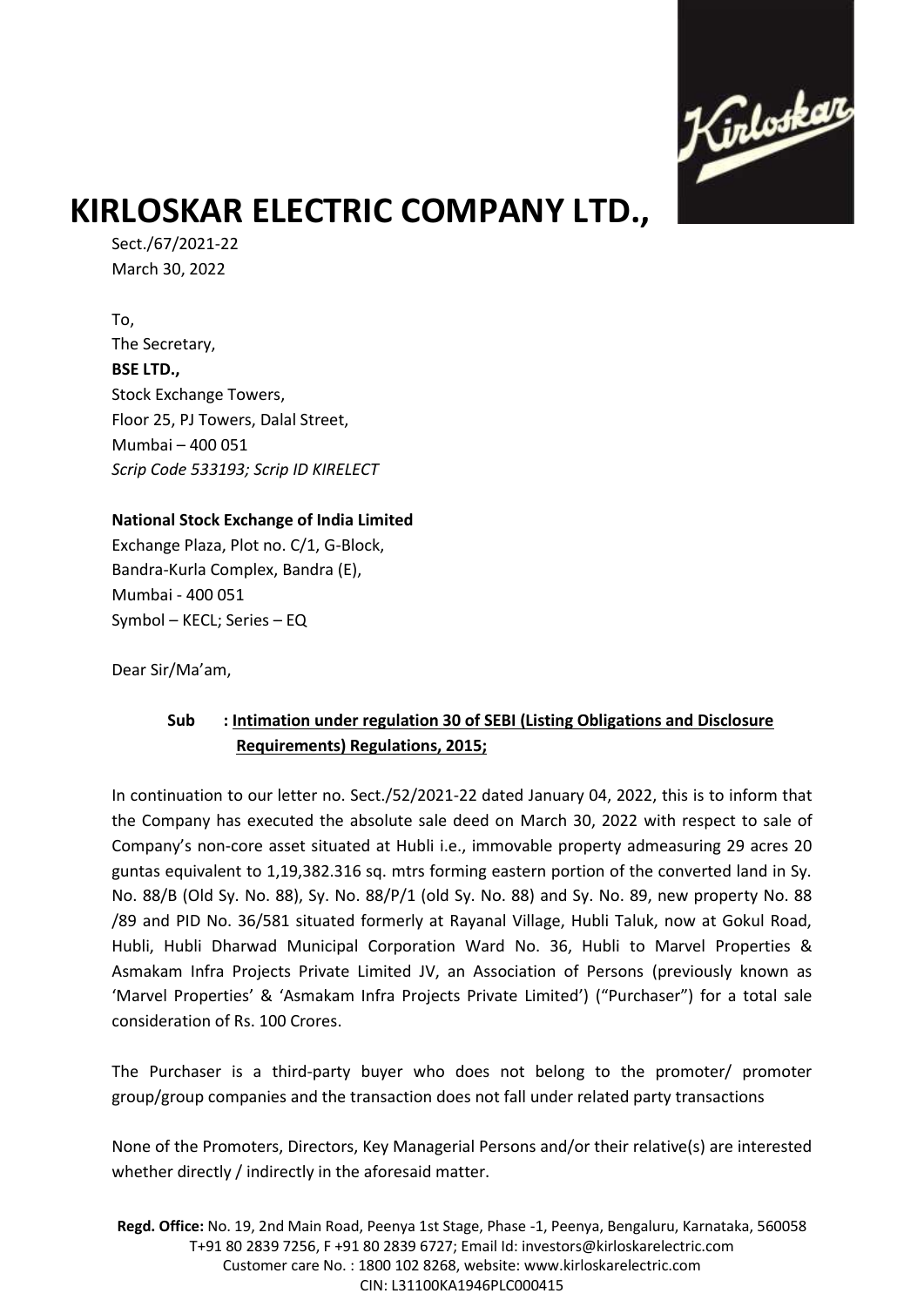# KIRLOSKAR ELECTRIC COMPANY LTD.,

Sect./67/2021-22
March 30, 2022

To,
The Secretary,
**BSE LTD.,**
Stock Exchange Towers,
Floor 25, PJ Towers, Dalal Street,
Mumbai – 400 051
*Scrip Code 533193; Scrip ID KIRELECT*

**National Stock Exchange of India Limited**
Exchange Plaza, Plot no. C/1, G-Block,
Bandra-Kurla Complex, Bandra (E),
Mumbai - 400 051
Symbol – KECL; Series – EQ

Dear Sir/Ma'am,

**Sub : Intimation under regulation 30 of SEBI (Listing Obligations and Disclosure Requirements) Regulations, 2015;**

In continuation to our letter no. Sect./52/2021-22 dated January 04, 2022, this is to inform that the Company has executed the absolute sale deed on March 30, 2022 with respect to sale of Company's non-core asset situated at Hubli i.e., immovable property admeasuring 29 acres 20 guntas equivalent to 1,19,382.316 sq. mtrs forming eastern portion of the converted land in Sy. No. 88/B (Old Sy. No. 88), Sy. No. 88/P/1 (old Sy. No. 88) and Sy. No. 89, new property No. 88 /89 and PID No. 36/581 situated formerly at Rayanal Village, Hubli Taluk, now at Gokul Road, Hubli, Hubli Dharwad Municipal Corporation Ward No. 36, Hubli to Marvel Properties & Asmakam Infra Projects Private Limited JV, an Association of Persons (previously known as 'Marvel Properties' & 'Asmakam Infra Projects Private Limited') ("Purchaser") for a total sale consideration of Rs. 100 Crores.

The Purchaser is a third-party buyer who does not belong to the promoter/ promoter group/group companies and the transaction does not fall under related party transactions

None of the Promoters, Directors, Key Managerial Persons and/or their relative(s) are interested whether directly / indirectly in the aforesaid matter.

**Regd. Office:** No. 19, 2nd Main Road, Peenya 1st Stage, Phase -1, Peenya, Bengaluru, Karnataka, 560058
T+91 80 2839 7256, F +91 80 2839 6727; Email Id: investors@kirloskarelectric.com
Customer care No. : 1800 102 8268, website: www.kirloskarelectric.com
CIN: L31100KA1946PLC000415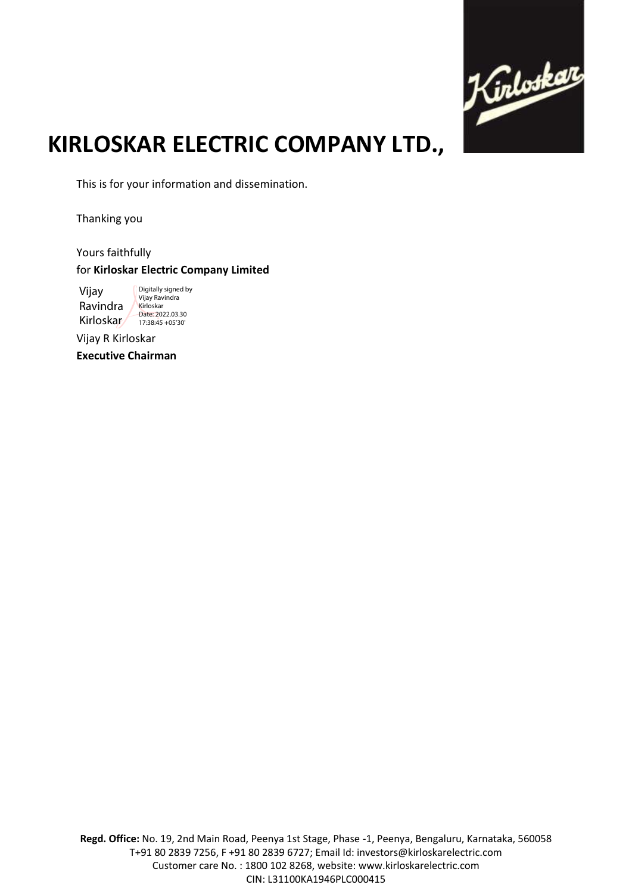# KIRLOSKAR ELECTRIC COMPANY LTD.,

This is for your information and dissemination.

Thanking you

Yours faithfully

for **Kirloskar Electric Company Limited**

Vijay Ravindra Kirloskar

Digitally signed by Vijay Ravindra Kirloskar
Date: 2022.03.30 17:38:45 +05'30'

Vijay R Kirloskar

**Executive Chairman**

**Regd. Office:** No. 19, 2nd Main Road, Peenya 1st Stage, Phase -1, Peenya, Bengaluru, Karnataka, 560058
T+91 80 2839 7256, F +91 80 2839 6727; Email Id: investors@kirloskarelectric.com
Customer care No. : 1800 102 8268, website: www.kirloskarelectric.com
CIN: L31100KA1946PLC000415